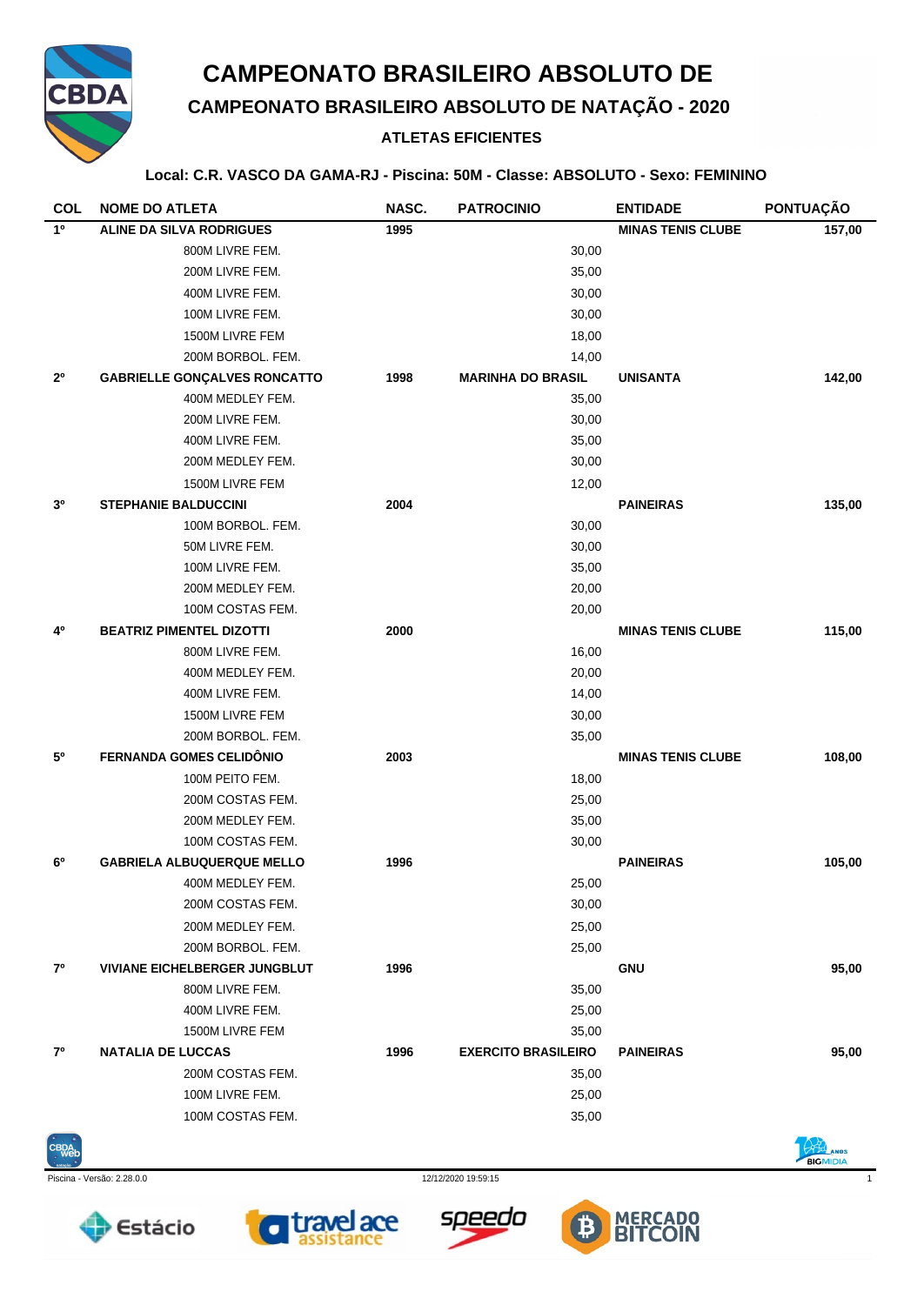# CAMPEONATO BRASILEIRO ABSOLUTO DE

## CAMPEONATO BRASILEIRO ABSOLUTO DE NATAÇÃO - 2020

### ATLETAS EFICIENTES

**Local: C.R. VASCO DA GAMA-RJ - Piscina: 50M - Classe: ABSOLUTO - Sexo: FEMININO**

| COL | NOME DO ATLETA | NASC. | PATROCINIO | ENTIDADE | PONTUAÇÃO |
|---|---|---|---|---|---|
| 1º | ALINE DA SILVA RODRIGUES | 1995 | | MINAS TENIS CLUBE | 157,00 |
| | 800M LIVRE FEM. | | 30,00 | | |
| | 200M LIVRE FEM. | | 35,00 | | |
| | 400M LIVRE FEM. | | 30,00 | | |
| | 100M LIVRE FEM. | | 30,00 | | |
| | 1500M LIVRE FEM | | 18,00 | | |
| | 200M BORBOL. FEM. | | 14,00 | | |
| 2º | GABRIELLE GONÇALVES RONCATTO | 1998 | MARINHA DO BRASIL | UNISANTA | 142,00 |
| | 400M MEDLEY FEM. | | 35,00 | | |
| | 200M LIVRE FEM. | | 30,00 | | |
| | 400M LIVRE FEM. | | 35,00 | | |
| | 200M MEDLEY FEM. | | 30,00 | | |
| | 1500M LIVRE FEM | | 12,00 | | |
| 3º | STEPHANIE BALDUCCINI | 2004 | | PAINEIRAS | 135,00 |
| | 100M BORBOL. FEM. | | 30,00 | | |
| | 50M LIVRE FEM. | | 30,00 | | |
| | 100M LIVRE FEM. | | 35,00 | | |
| | 200M MEDLEY FEM. | | 20,00 | | |
| | 100M COSTAS FEM. | | 20,00 | | |
| 4º | BEATRIZ PIMENTEL DIZOTTI | 2000 | | MINAS TENIS CLUBE | 115,00 |
| | 800M LIVRE FEM. | | 16,00 | | |
| | 400M MEDLEY FEM. | | 20,00 | | |
| | 400M LIVRE FEM. | | 14,00 | | |
| | 1500M LIVRE FEM | | 30,00 | | |
| | 200M BORBOL. FEM. | | 35,00 | | |
| 5º | FERNANDA GOMES CELIDÔNIO | 2003 | | MINAS TENIS CLUBE | 108,00 |
| | 100M PEITO FEM. | | 18,00 | | |
| | 200M COSTAS FEM. | | 25,00 | | |
| | 200M MEDLEY FEM. | | 35,00 | | |
| | 100M COSTAS FEM. | | 30,00 | | |
| 6º | GABRIELA ALBUQUERQUE MELLO | 1996 | | PAINEIRAS | 105,00 |
| | 400M MEDLEY FEM. | | 25,00 | | |
| | 200M COSTAS FEM. | | 30,00 | | |
| | 200M MEDLEY FEM. | | 25,00 | | |
| | 200M BORBOL. FEM. | | 25,00 | | |
| 7º | VIVIANE EICHELBERGER JUNGBLUT | 1996 | | GNU | 95,00 |
| | 800M LIVRE FEM. | | 35,00 | | |
| | 400M LIVRE FEM. | | 25,00 | | |
| | 1500M LIVRE FEM | | 35,00 | | |
| 7º | NATALIA DE LUCCAS | 1996 | EXERCITO BRASILEIRO | PAINEIRAS | 95,00 |
| | 200M COSTAS FEM. | | 35,00 | | |
| | 100M LIVRE FEM. | | 25,00 | | |
| | 100M COSTAS FEM. | | 35,00 | | |

Piscina - Versão: 2.28.0.0 — 12/12/2020 19:59:15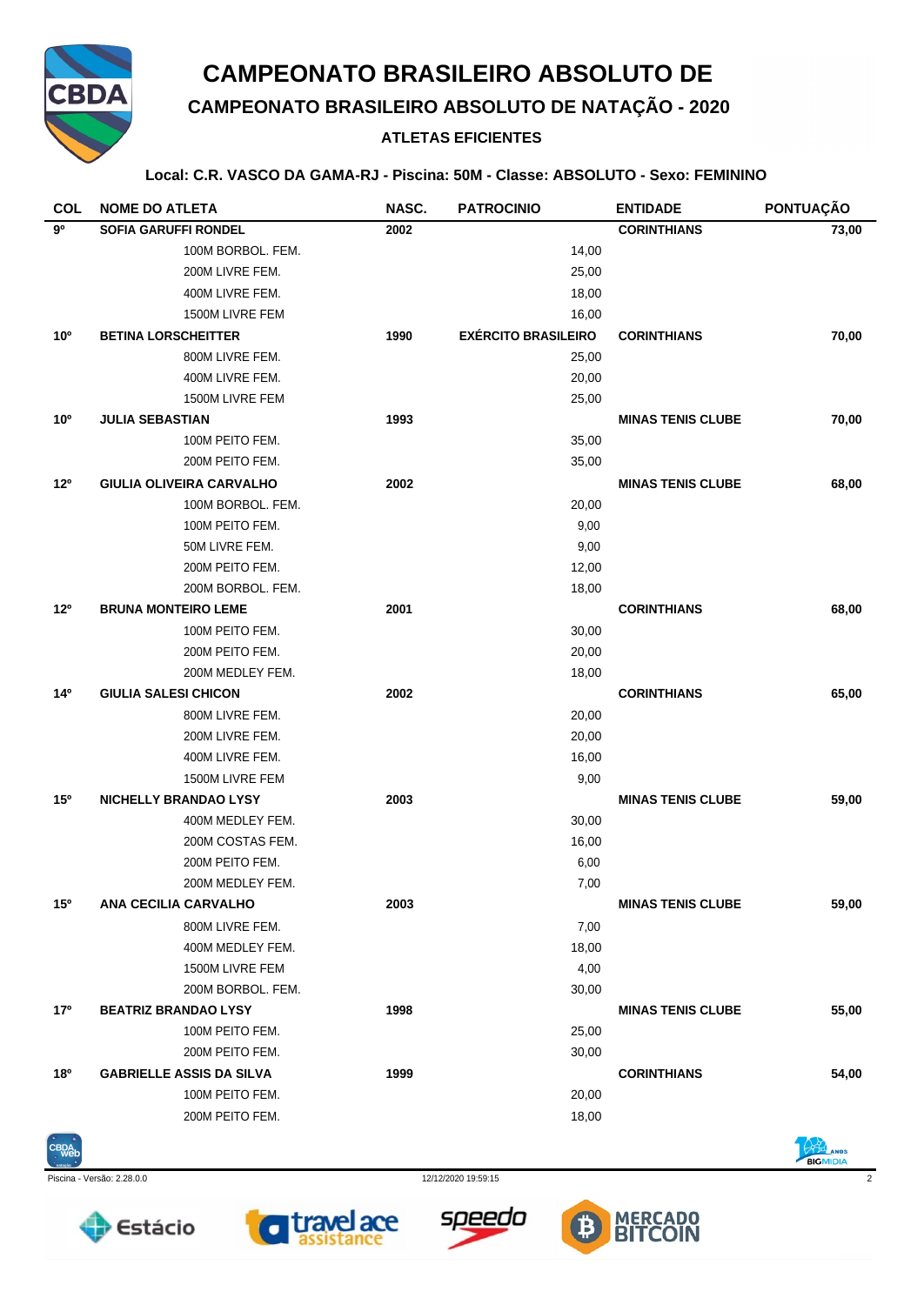# CAMPEONATO BRASILEIRO ABSOLUTO DE

## CAMPEONATO BRASILEIRO ABSOLUTO DE NATAÇÃO - 2020

### ATLETAS EFICIENTES

**Local: C.R. VASCO DA GAMA-RJ - Piscina: 50M - Classe: ABSOLUTO - Sexo: FEMININO**

| COL | NOME DO ATLETA | NASC. | PATROCINIO | ENTIDADE | PONTUAÇÃO |
|---|---|---|---|---|---|
| **9º** | **SOFIA GARUFFI RONDEL** | **2002** | | **CORINTHIANS** | **73,00** |
| | 100M BORBOL. FEM. | | 14,00 | | |
| | 200M LIVRE FEM. | | 25,00 | | |
| | 400M LIVRE FEM. | | 18,00 | | |
| | 1500M LIVRE FEM | | 16,00 | | |
| **10º** | **BETINA LORSCHEITTER** | **1990** | **EXÉRCITO BRASILEIRO** | **CORINTHIANS** | **70,00** |
| | 800M LIVRE FEM. | | 25,00 | | |
| | 400M LIVRE FEM. | | 20,00 | | |
| | 1500M LIVRE FEM | | 25,00 | | |
| **10º** | **JULIA SEBASTIAN** | **1993** | | **MINAS TENIS CLUBE** | **70,00** |
| | 100M PEITO FEM. | | 35,00 | | |
| | 200M PEITO FEM. | | 35,00 | | |
| **12º** | **GIULIA OLIVEIRA CARVALHO** | **2002** | | **MINAS TENIS CLUBE** | **68,00** |
| | 100M BORBOL. FEM. | | 20,00 | | |
| | 100M PEITO FEM. | | 9,00 | | |
| | 50M LIVRE FEM. | | 9,00 | | |
| | 200M PEITO FEM. | | 12,00 | | |
| | 200M BORBOL. FEM. | | 18,00 | | |
| **12º** | **BRUNA MONTEIRO LEME** | **2001** | | **CORINTHIANS** | **68,00** |
| | 100M PEITO FEM. | | 30,00 | | |
| | 200M PEITO FEM. | | 20,00 | | |
| | 200M MEDLEY FEM. | | 18,00 | | |
| **14º** | **GIULIA SALESI CHICON** | **2002** | | **CORINTHIANS** | **65,00** |
| | 800M LIVRE FEM. | | 20,00 | | |
| | 200M LIVRE FEM. | | 20,00 | | |
| | 400M LIVRE FEM. | | 16,00 | | |
| | 1500M LIVRE FEM | | 9,00 | | |
| **15º** | **NICHELLY BRANDAO LYSY** | **2003** | | **MINAS TENIS CLUBE** | **59,00** |
| | 400M MEDLEY FEM. | | 30,00 | | |
| | 200M COSTAS FEM. | | 16,00 | | |
| | 200M PEITO FEM. | | 6,00 | | |
| | 200M MEDLEY FEM. | | 7,00 | | |
| **15º** | **ANA CECILIA CARVALHO** | **2003** | | **MINAS TENIS CLUBE** | **59,00** |
| | 800M LIVRE FEM. | | 7,00 | | |
| | 400M MEDLEY FEM. | | 18,00 | | |
| | 1500M LIVRE FEM | | 4,00 | | |
| | 200M BORBOL. FEM. | | 30,00 | | |
| **17º** | **BEATRIZ BRANDAO LYSY** | **1998** | | **MINAS TENIS CLUBE** | **55,00** |
| | 100M PEITO FEM. | | 25,00 | | |
| | 200M PEITO FEM. | | 30,00 | | |
| **18º** | **GABRIELLE ASSIS DA SILVA** | **1999** | | **CORINTHIANS** | **54,00** |
| | 100M PEITO FEM. | | 20,00 | | |
| | 200M PEITO FEM. | | 18,00 | | |

Piscina - Versão: 2.28.0.0 — 12/12/2020 19:59:15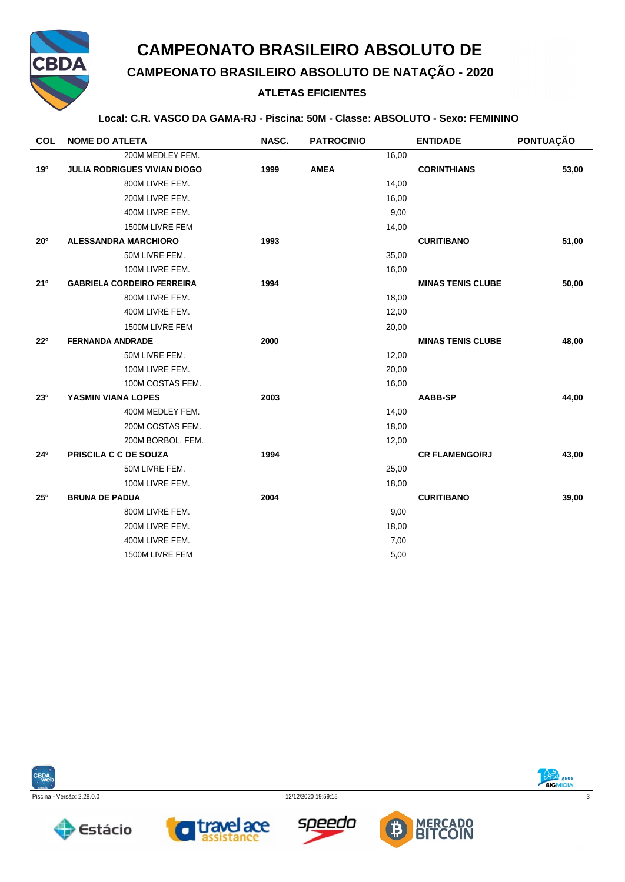# CAMPEONATO BRASILEIRO ABSOLUTO DE

## CAMPEONATO BRASILEIRO ABSOLUTO DE NATAÇÃO - 2020

### ATLETAS EFICIENTES

**Local: C.R. VASCO DA GAMA-RJ - Piscina: 50M - Classe: ABSOLUTO - Sexo: FEMININO**

| COL | NOME DO ATLETA | NASC. | PATROCINIO | | ENTIDADE | PONTUAÇÃO |
|---|---|---|---|---|---|---|
| | 200M MEDLEY FEM. | | | 16,00 | | |
| **19º** | **JULIA RODRIGUES VIVIAN DIOGO** | **1999** | **AMEA** | | **CORINTHIANS** | **53,00** |
| | 800M LIVRE FEM. | | | 14,00 | | |
| | 200M LIVRE FEM. | | | 16,00 | | |
| | 400M LIVRE FEM. | | | 9,00 | | |
| | 1500M LIVRE FEM | | | 14,00 | | |
| **20º** | **ALESSANDRA MARCHIORO** | **1993** | | | **CURITIBANO** | **51,00** |
| | 50M LIVRE FEM. | | | 35,00 | | |
| | 100M LIVRE FEM. | | | 16,00 | | |
| **21º** | **GABRIELA CORDEIRO FERREIRA** | **1994** | | | **MINAS TENIS CLUBE** | **50,00** |
| | 800M LIVRE FEM. | | | 18,00 | | |
| | 400M LIVRE FEM. | | | 12,00 | | |
| | 1500M LIVRE FEM | | | 20,00 | | |
| **22º** | **FERNANDA ANDRADE** | **2000** | | | **MINAS TENIS CLUBE** | **48,00** |
| | 50M LIVRE FEM. | | | 12,00 | | |
| | 100M LIVRE FEM. | | | 20,00 | | |
| | 100M COSTAS FEM. | | | 16,00 | | |
| **23º** | **YASMIN VIANA LOPES** | **2003** | | | **AABB-SP** | **44,00** |
| | 400M MEDLEY FEM. | | | 14,00 | | |
| | 200M COSTAS FEM. | | | 18,00 | | |
| | 200M BORBOL. FEM. | | | 12,00 | | |
| **24º** | **PRISCILA C C DE SOUZA** | **1994** | | | **CR FLAMENGO/RJ** | **43,00** |
| | 50M LIVRE FEM. | | | 25,00 | | |
| | 100M LIVRE FEM. | | | 18,00 | | |
| **25º** | **BRUNA DE PADUA** | **2004** | | | **CURITIBANO** | **39,00** |
| | 800M LIVRE FEM. | | | 9,00 | | |
| | 200M LIVRE FEM. | | | 18,00 | | |
| | 400M LIVRE FEM. | | | 7,00 | | |
| | 1500M LIVRE FEM | | | 5,00 | | |

Piscina - Versão: 2.28.0.0 12/12/2020 19:59:15